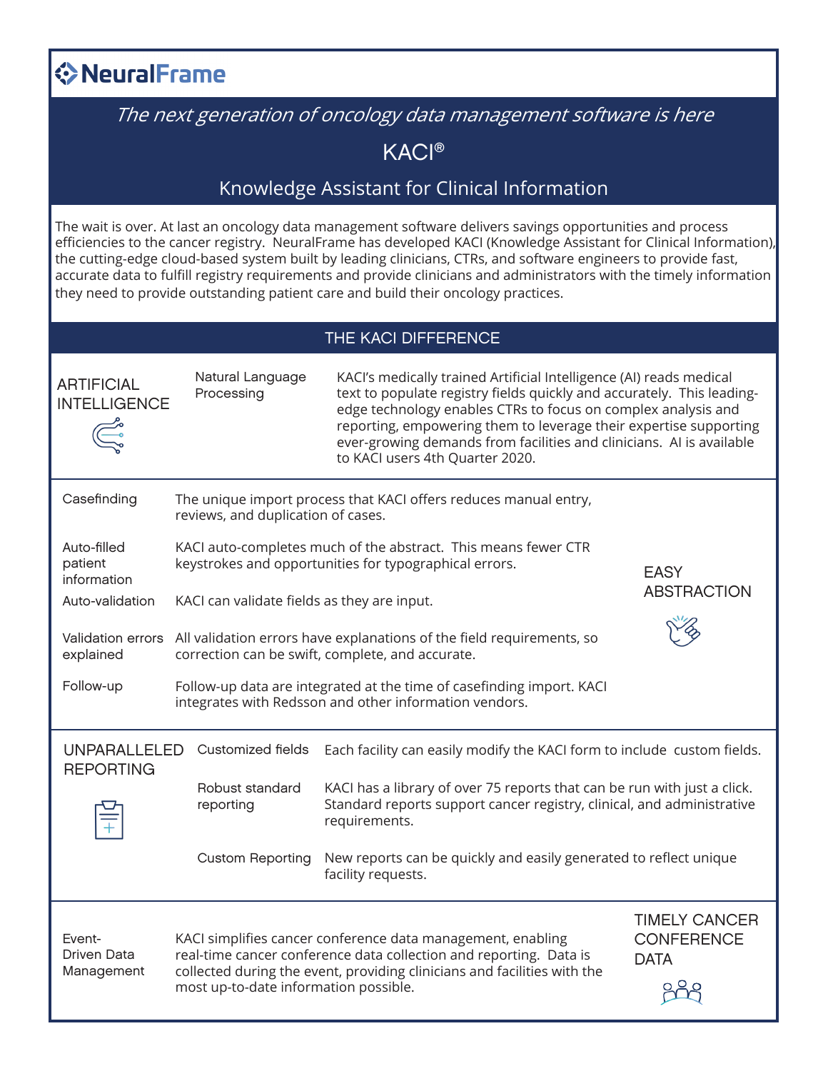# NeuralFrame

*The next generation of oncology data management software is here*

## KACI®

### Knowledge Assistant for Clinical Information

The wait is over. At last an oncology data management software delivers savings opportunities and process efficiencies to the cancer registry. NeuralFrame has developed KACI (Knowledge Assistant for Clinical Information), the cutting-edge cloud-based system built by leading clinicians, CTRs, and software engineers to provide fast, accurate data to fulfill registry requirements and provide clinicians and administrators with the timely information they need to provide outstanding patient care and build their oncology practices.

## THE KACI DIFFERENCE

### ARTIFICIAL INTELLIGENCE

| | |
|---|---|
| Natural Language Processing | KACI's medically trained Artificial Intelligence (AI) reads medical text to populate registry fields quickly and accurately. This leading-edge technology enables CTRs to focus on complex analysis and reporting, empowering them to leverage their expertise supporting ever-growing demands from facilities and clinicians. AI is available to KACI users 4th Quarter 2020. |

### EASY ABSTRACTION

| | |
|---|---|
| Casefinding | The unique import process that KACI offers reduces manual entry, reviews, and duplication of cases. |
| Auto-filled patient information | KACI auto-completes much of the abstract. This means fewer CTR keystrokes and opportunities for typographical errors. |
| Auto-validation | KACI can validate fields as they are input. |
| Validation errors explained | All validation errors have explanations of the field requirements, so correction can be swift, complete, and accurate. |
| Follow-up | Follow-up data are integrated at the time of casefinding import. KACI integrates with Redsson and other information vendors. |

### UNPARALLELED REPORTING

| | |
|---|---|
| Customized fields | Each facility can easily modify the KACI form to include custom fields. |
| Robust standard reporting | KACI has a library of over 75 reports that can be run with just a click. Standard reports support cancer registry, clinical, and administrative requirements. |
| Custom Reporting | New reports can be quickly and easily generated to reflect unique facility requests. |

### TIMELY CANCER CONFERENCE DATA

| | |
|---|---|
| Event-Driven Data Management | KACI simplifies cancer conference data management, enabling real-time cancer conference data collection and reporting. Data is collected during the event, providing clinicians and facilities with the most up-to-date information possible. |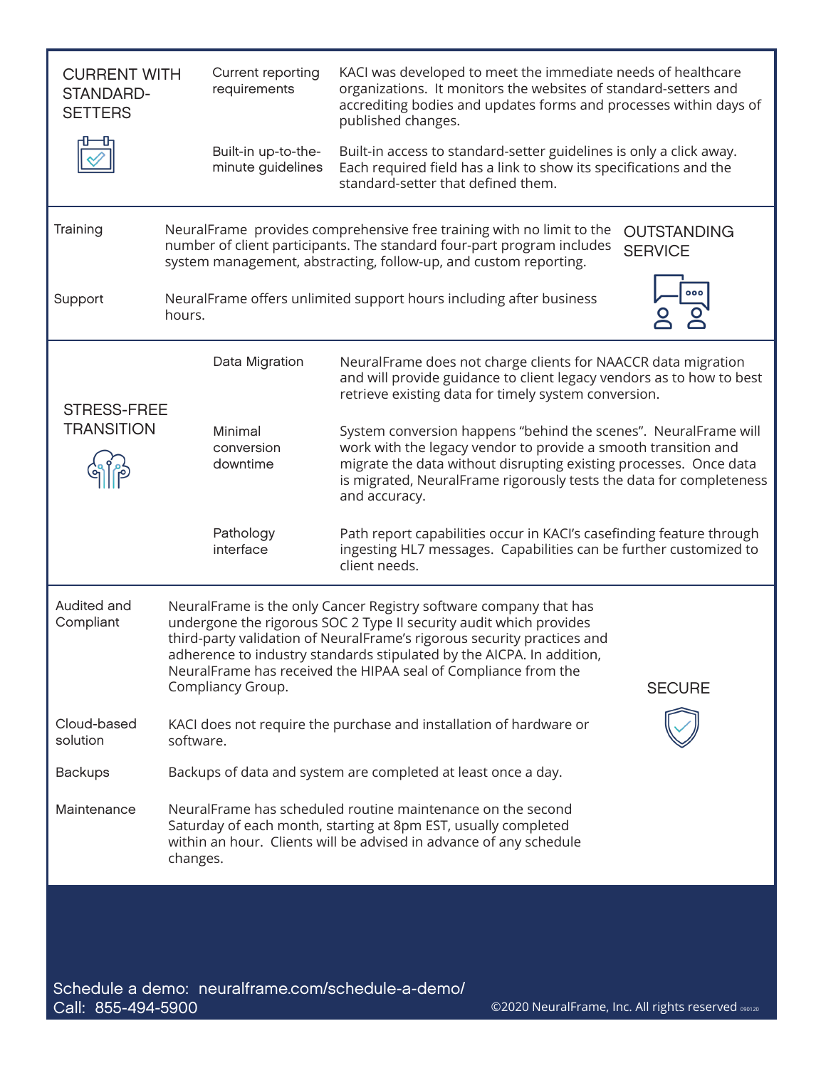## CURRENT WITH STANDARD-SETTERS

**Current reporting requirements**

KACI was developed to meet the immediate needs of healthcare organizations. It monitors the websites of standard-setters and accrediting bodies and updates forms and processes within days of published changes.

**Built-in up-to-the-minute guidelines**

Built-in access to standard-setter guidelines is only a click away. Each required field has a link to show its specifications and the standard-setter that defined them.

## OUTSTANDING SERVICE

**Training**

NeuralFrame provides comprehensive free training with no limit to the number of client participants. The standard four-part program includes system management, abstracting, follow-up, and custom reporting.

**Support**

NeuralFrame offers unlimited support hours including after business hours.

## STRESS-FREE TRANSITION

**Data Migration**

NeuralFrame does not charge clients for NAACCR data migration and will provide guidance to client legacy vendors as to how to best retrieve existing data for timely system conversion.

**Minimal conversion downtime**

System conversion happens "behind the scenes". NeuralFrame will work with the legacy vendor to provide a smooth transition and migrate the data without disrupting existing processes. Once data is migrated, NeuralFrame rigorously tests the data for completeness and accuracy.

**Pathology interface**

Path report capabilities occur in KACI's casefinding feature through ingesting HL7 messages. Capabilities can be further customized to client needs.

## SECURE

**Audited and Compliant**

NeuralFrame is the only Cancer Registry software company that has undergone the rigorous SOC 2 Type II security audit which provides third-party validation of NeuralFrame's rigorous security practices and adherence to industry standards stipulated by the AICPA. In addition, NeuralFrame has received the HIPAA seal of Compliance from the Compliancy Group.

**Cloud-based solution**

KACI does not require the purchase and installation of hardware or software.

**Backups**

Backups of data and system are completed at least once a day.

**Maintenance**

NeuralFrame has scheduled routine maintenance on the second Saturday of each month, starting at 8pm EST, usually completed within an hour. Clients will be advised in advance of any schedule changes.

Schedule a demo: neuralframe.com/schedule-a-demo/
Call: 855-494-5900

©2020 NeuralFrame, Inc. All rights reserved 090120